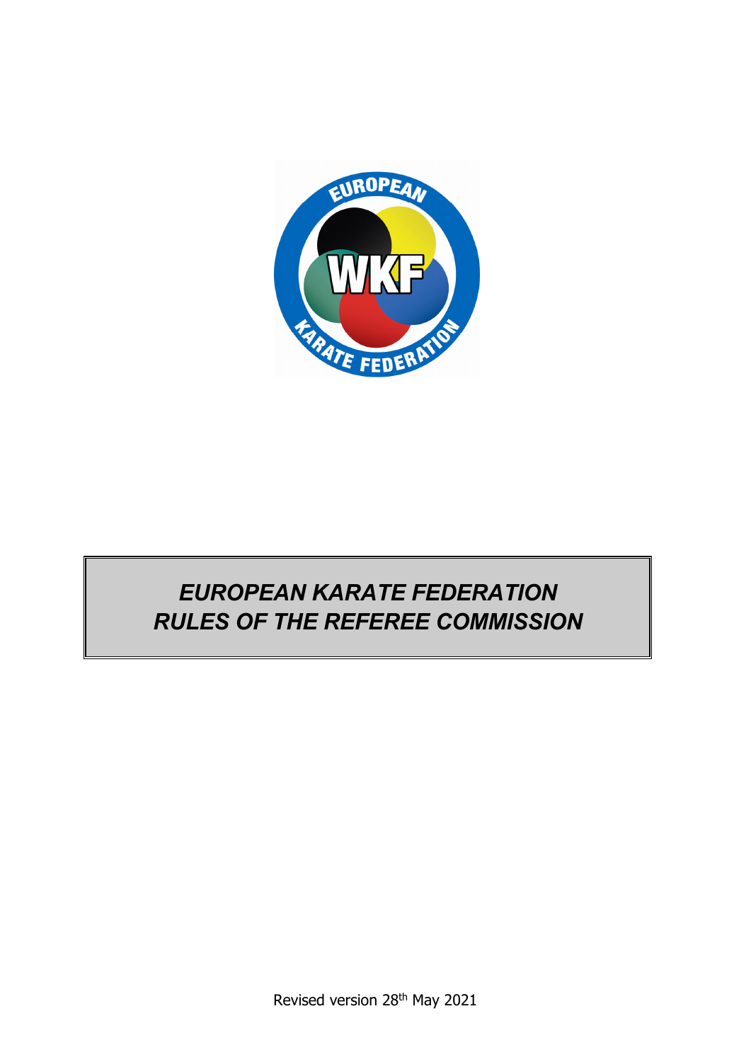# *EUROPEAN KARATE FEDERATION*
# *RULES OF THE REFEREE COMMISSION*

Revised version 28th May 2021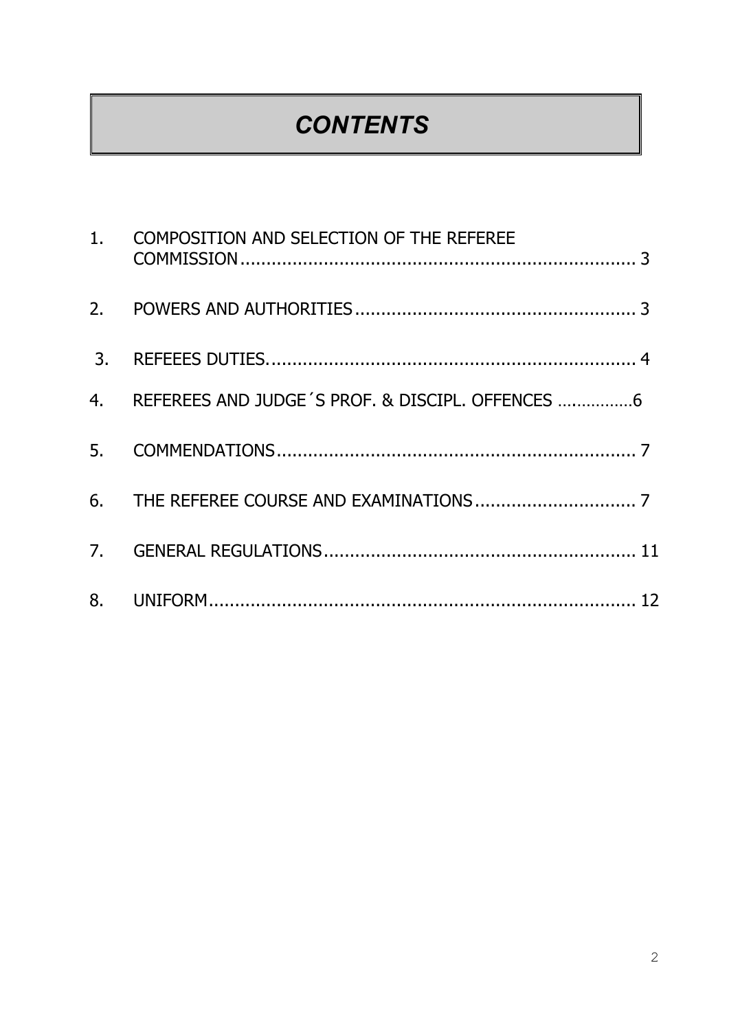# *CONTENTS*

1. COMPOSITION AND SELECTION OF THE REFEREE COMMISSION ........................................................................ 3
2. POWERS AND AUTHORITIES ..................................................... 3
3. REFEEES DUTIES....................................................................... 4
4. REFEREES AND JUDGE´S PROF. & DISCIPL. OFFENCES ……………6
5. COMMENDATIONS ..................................................................... 7
6. THE REFEREE COURSE AND EXAMINATIONS ............................... 7
7. GENERAL REGULATIONS ............................................................ 11
8. UNIFORM ................................................................................... 12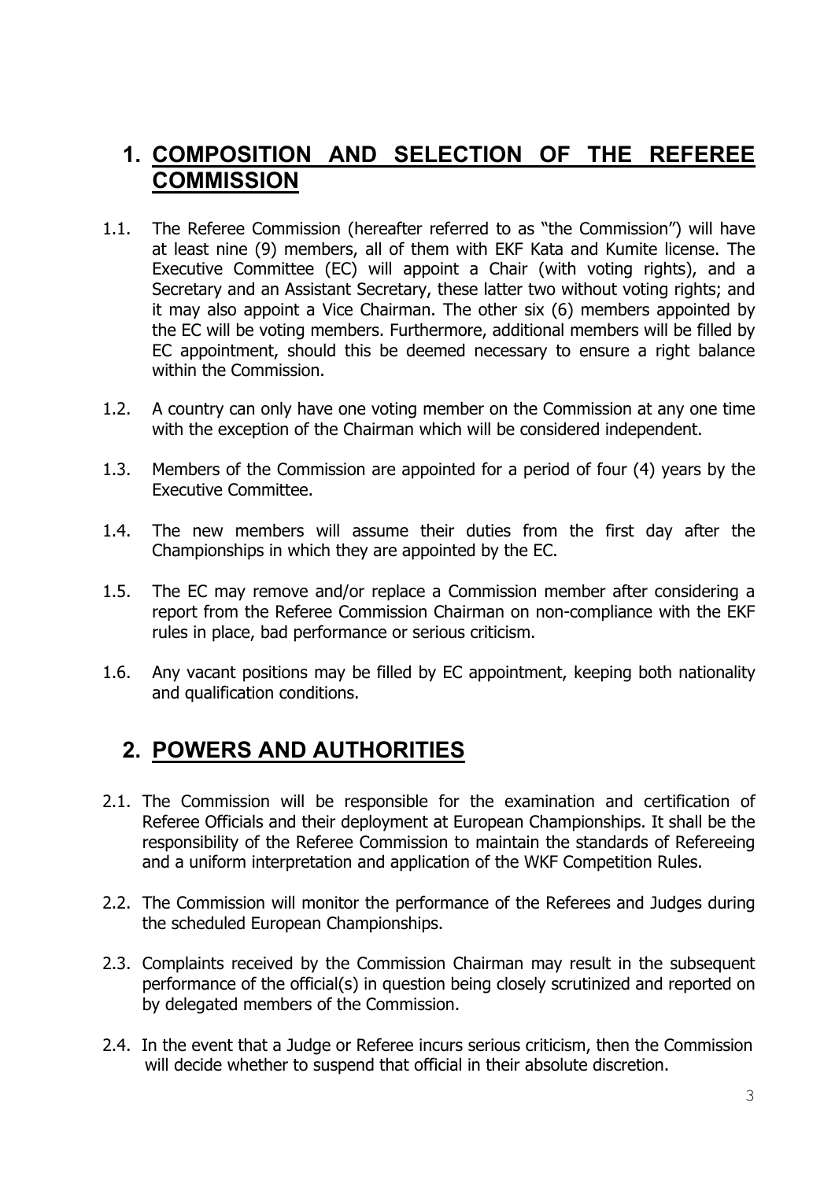# 1. COMPOSITION AND SELECTION OF THE REFEREE COMMISSION

1.1. The Referee Commission (hereafter referred to as "the Commission") will have at least nine (9) members, all of them with EKF Kata and Kumite license. The Executive Committee (EC) will appoint a Chair (with voting rights), and a Secretary and an Assistant Secretary, these latter two without voting rights; and it may also appoint a Vice Chairman. The other six (6) members appointed by the EC will be voting members. Furthermore, additional members will be filled by EC appointment, should this be deemed necessary to ensure a right balance within the Commission.

1.2. A country can only have one voting member on the Commission at any one time with the exception of the Chairman which will be considered independent.

1.3. Members of the Commission are appointed for a period of four (4) years by the Executive Committee.

1.4. The new members will assume their duties from the first day after the Championships in which they are appointed by the EC.

1.5. The EC may remove and/or replace a Commission member after considering a report from the Referee Commission Chairman on non-compliance with the EKF rules in place, bad performance or serious criticism.

1.6. Any vacant positions may be filled by EC appointment, keeping both nationality and qualification conditions.

# 2. POWERS AND AUTHORITIES

2.1. The Commission will be responsible for the examination and certification of Referee Officials and their deployment at European Championships. It shall be the responsibility of the Referee Commission to maintain the standards of Refereeing and a uniform interpretation and application of the WKF Competition Rules.

2.2. The Commission will monitor the performance of the Referees and Judges during the scheduled European Championships.

2.3. Complaints received by the Commission Chairman may result in the subsequent performance of the official(s) in question being closely scrutinized and reported on by delegated members of the Commission.

2.4. In the event that a Judge or Referee incurs serious criticism, then the Commission will decide whether to suspend that official in their absolute discretion.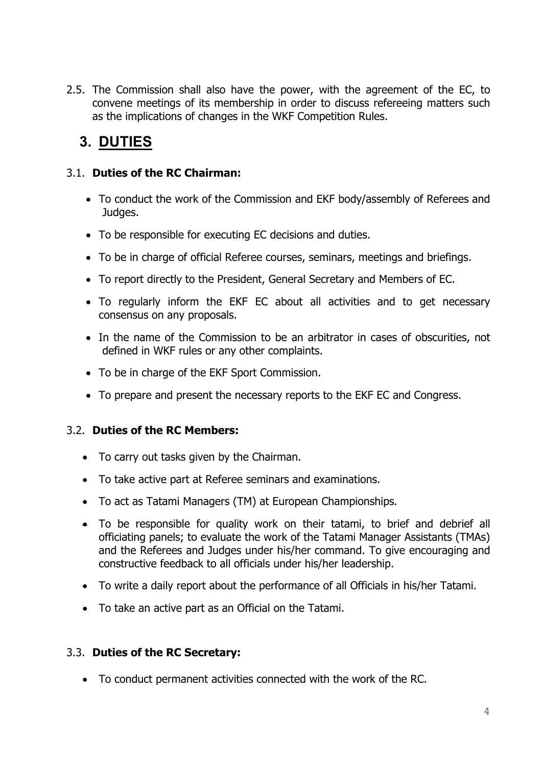2.5. The Commission shall also have the power, with the agreement of the EC, to convene meetings of its membership in order to discuss refereeing matters such as the implications of changes in the WKF Competition Rules.

## 3. DUTIES

### 3.1. Duties of the RC Chairman:

- To conduct the work of the Commission and EKF body/assembly of Referees and Judges.
- To be responsible for executing EC decisions and duties.
- To be in charge of official Referee courses, seminars, meetings and briefings.
- To report directly to the President, General Secretary and Members of EC.
- To regularly inform the EKF EC about all activities and to get necessary consensus on any proposals.
- In the name of the Commission to be an arbitrator in cases of obscurities, not defined in WKF rules or any other complaints.
- To be in charge of the EKF Sport Commission.
- To prepare and present the necessary reports to the EKF EC and Congress.

### 3.2. Duties of the RC Members:

- To carry out tasks given by the Chairman.
- To take active part at Referee seminars and examinations.
- To act as Tatami Managers (TM) at European Championships.
- To be responsible for quality work on their tatami, to brief and debrief all officiating panels; to evaluate the work of the Tatami Manager Assistants (TMAs) and the Referees and Judges under his/her command. To give encouraging and constructive feedback to all officials under his/her leadership.
- To write a daily report about the performance of all Officials in his/her Tatami.
- To take an active part as an Official on the Tatami.

### 3.3. Duties of the RC Secretary:

- To conduct permanent activities connected with the work of the RC.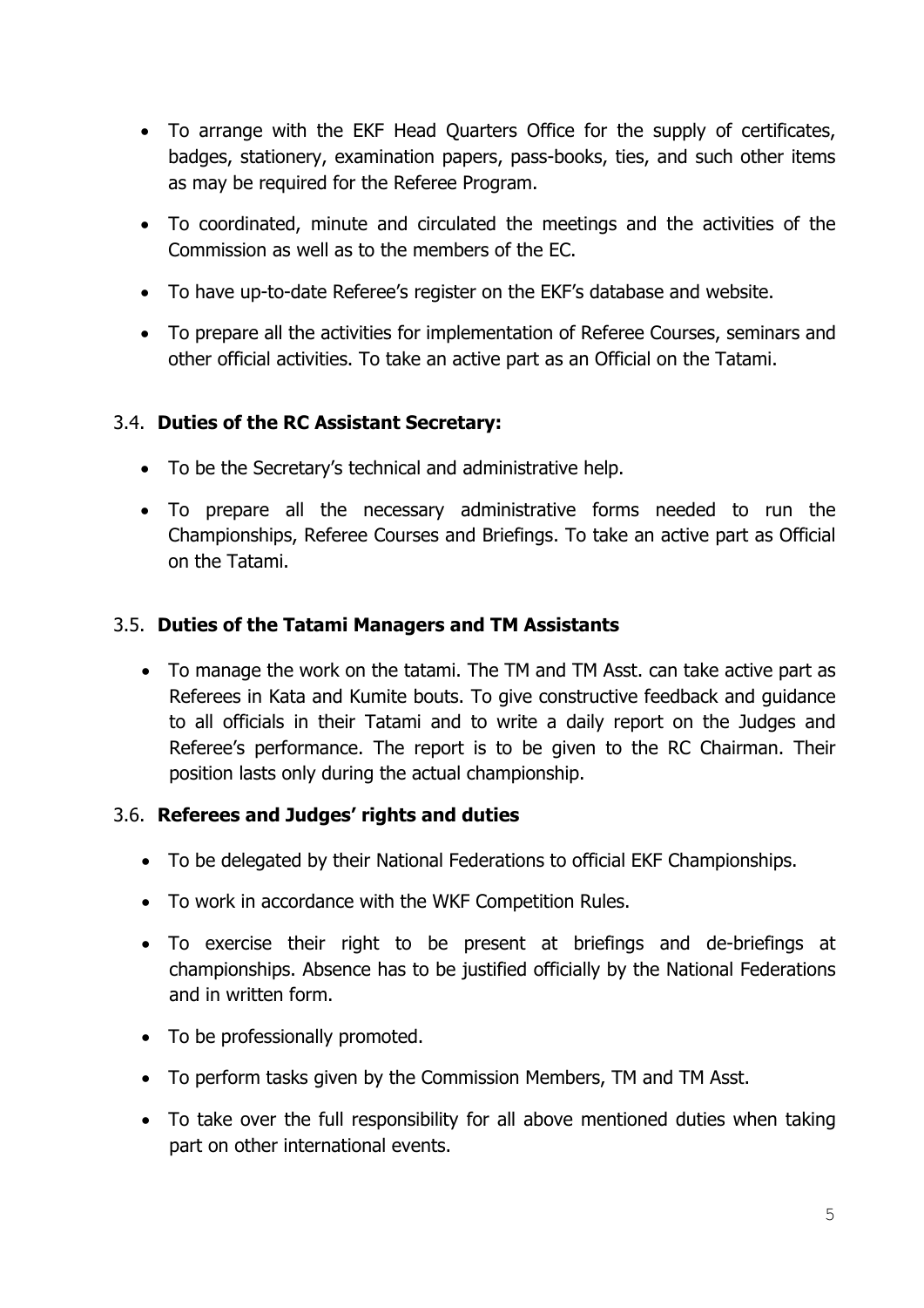- To arrange with the EKF Head Quarters Office for the supply of certificates, badges, stationery, examination papers, pass-books, ties, and such other items as may be required for the Referee Program.
- To coordinated, minute and circulated the meetings and the activities of the Commission as well as to the members of the EC.
- To have up-to-date Referee's register on the EKF's database and website.
- To prepare all the activities for implementation of Referee Courses, seminars and other official activities. To take an active part as an Official on the Tatami.

### 3.4. **Duties of the RC Assistant Secretary:**

- To be the Secretary's technical and administrative help.
- To prepare all the necessary administrative forms needed to run the Championships, Referee Courses and Briefings. To take an active part as Official on the Tatami.

### 3.5. **Duties of the Tatami Managers and TM Assistants**

- To manage the work on the tatami. The TM and TM Asst. can take active part as Referees in Kata and Kumite bouts. To give constructive feedback and guidance to all officials in their Tatami and to write a daily report on the Judges and Referee's performance. The report is to be given to the RC Chairman. Their position lasts only during the actual championship.

### 3.6. **Referees and Judges' rights and duties**

- To be delegated by their National Federations to official EKF Championships.
- To work in accordance with the WKF Competition Rules.
- To exercise their right to be present at briefings and de-briefings at championships. Absence has to be justified officially by the National Federations and in written form.
- To be professionally promoted.
- To perform tasks given by the Commission Members, TM and TM Asst.
- To take over the full responsibility for all above mentioned duties when taking part on other international events.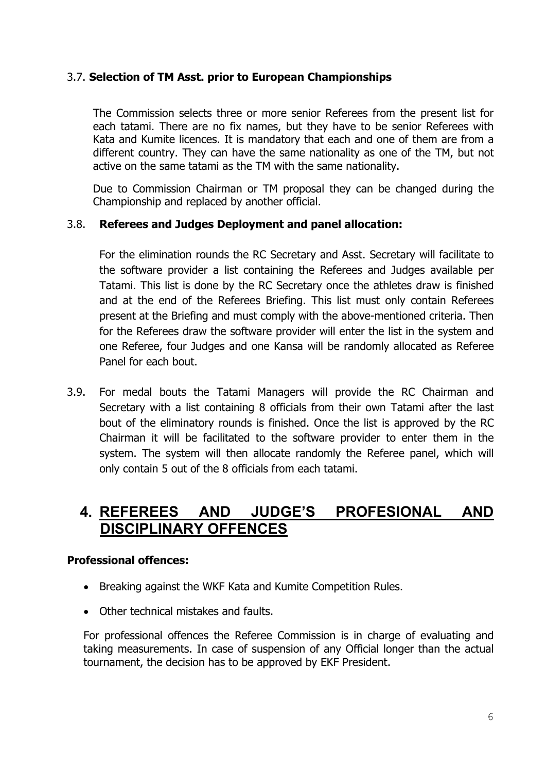3.7. **Selection of TM Asst. prior to European Championships**

The Commission selects three or more senior Referees from the present list for each tatami. There are no fix names, but they have to be senior Referees with Kata and Kumite licences. It is mandatory that each and one of them are from a different country. They can have the same nationality as one of the TM, but not active on the same tatami as the TM with the same nationality.

Due to Commission Chairman or TM proposal they can be changed during the Championship and replaced by another official.

3.8. **Referees and Judges Deployment and panel allocation:**

For the elimination rounds the RC Secretary and Asst. Secretary will facilitate to the software provider a list containing the Referees and Judges available per Tatami. This list is done by the RC Secretary once the athletes draw is finished and at the end of the Referees Briefing. This list must only contain Referees present at the Briefing and must comply with the above-mentioned criteria. Then for the Referees draw the software provider will enter the list in the system and one Referee, four Judges and one Kansa will be randomly allocated as Referee Panel for each bout.

3.9. For medal bouts the Tatami Managers will provide the RC Chairman and Secretary with a list containing 8 officials from their own Tatami after the last bout of the eliminatory rounds is finished. Once the list is approved by the RC Chairman it will be facilitated to the software provider to enter them in the system. The system will then allocate randomly the Referee panel, which will only contain 5 out of the 8 officials from each tatami.

# 4. REFEREES AND JUDGE'S PROFESIONAL AND DISCIPLINARY OFFENCES

**Professional offences:**

- Breaking against the WKF Kata and Kumite Competition Rules.
- Other technical mistakes and faults.

For professional offences the Referee Commission is in charge of evaluating and taking measurements. In case of suspension of any Official longer than the actual tournament, the decision has to be approved by EKF President.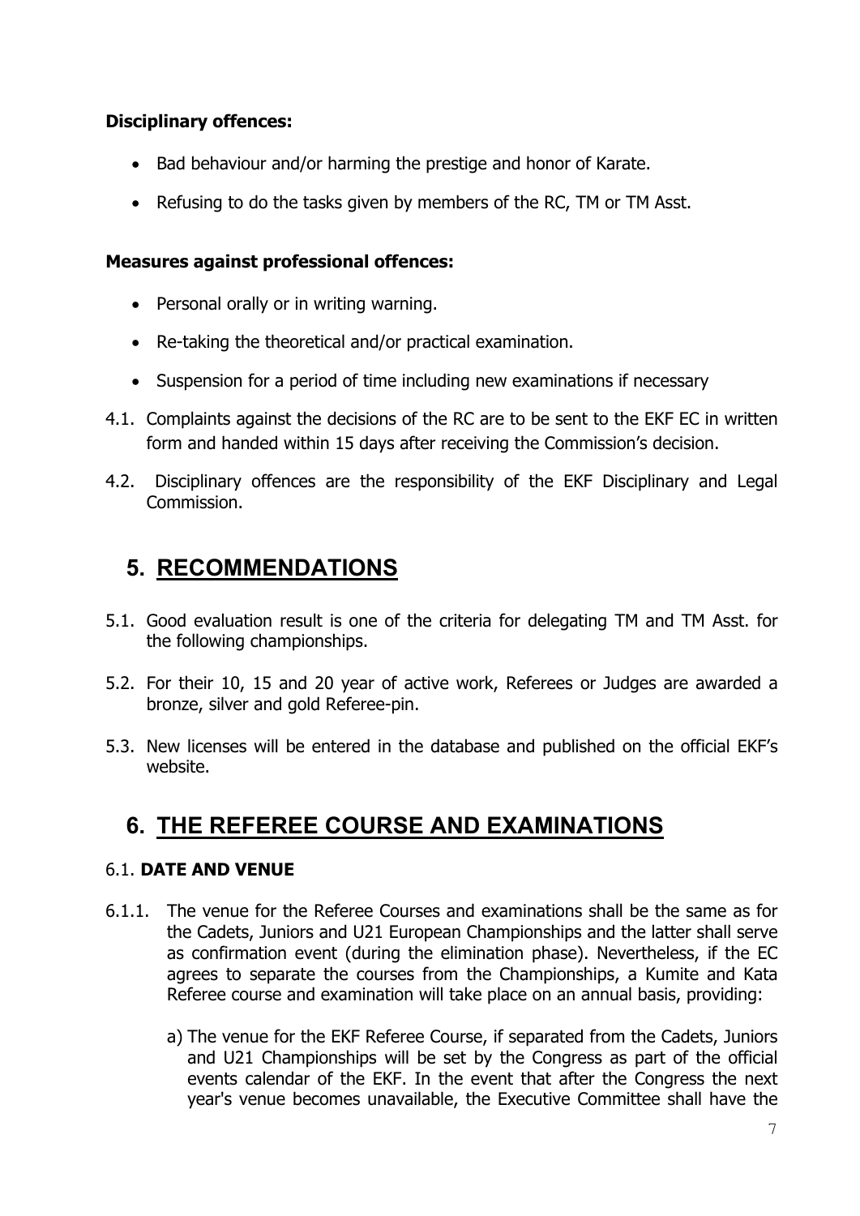**Disciplinary offences:**

- Bad behaviour and/or harming the prestige and honor of Karate.
- Refusing to do the tasks given by members of the RC, TM or TM Asst.

**Measures against professional offences:**

- Personal orally or in writing warning.
- Re-taking the theoretical and/or practical examination.
- Suspension for a period of time including new examinations if necessary

4.1. Complaints against the decisions of the RC are to be sent to the EKF EC in written form and handed within 15 days after receiving the Commission's decision.

4.2. Disciplinary offences are the responsibility of the EKF Disciplinary and Legal Commission.

## 5. RECOMMENDATIONS

5.1. Good evaluation result is one of the criteria for delegating TM and TM Asst. for the following championships.

5.2. For their 10, 15 and 20 year of active work, Referees or Judges are awarded a bronze, silver and gold Referee-pin.

5.3. New licenses will be entered in the database and published on the official EKF's website.

## 6. THE REFEREE COURSE AND EXAMINATIONS

### 6.1. DATE AND VENUE

6.1.1. The venue for the Referee Courses and examinations shall be the same as for the Cadets, Juniors and U21 European Championships and the latter shall serve as confirmation event (during the elimination phase). Nevertheless, if the EC agrees to separate the courses from the Championships, a Kumite and Kata Referee course and examination will take place on an annual basis, providing:

a) The venue for the EKF Referee Course, if separated from the Cadets, Juniors and U21 Championships will be set by the Congress as part of the official events calendar of the EKF. In the event that after the Congress the next year's venue becomes unavailable, the Executive Committee shall have the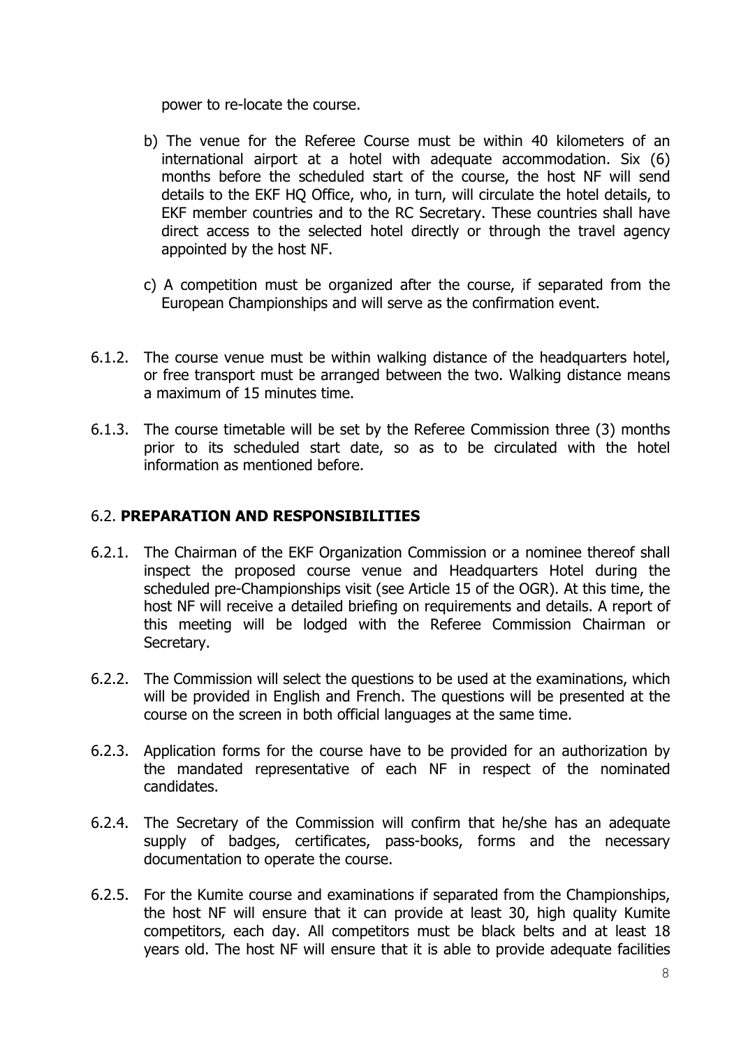power to re-locate the course.

b) The venue for the Referee Course must be within 40 kilometers of an international airport at a hotel with adequate accommodation. Six (6) months before the scheduled start of the course, the host NF will send details to the EKF HQ Office, who, in turn, will circulate the hotel details, to EKF member countries and to the RC Secretary. These countries shall have direct access to the selected hotel directly or through the travel agency appointed by the host NF.

c) A competition must be organized after the course, if separated from the European Championships and will serve as the confirmation event.

6.1.2. The course venue must be within walking distance of the headquarters hotel, or free transport must be arranged between the two. Walking distance means a maximum of 15 minutes time.

6.1.3. The course timetable will be set by the Referee Commission three (3) months prior to its scheduled start date, so as to be circulated with the hotel information as mentioned before.

## 6.2. PREPARATION AND RESPONSIBILITIES

6.2.1. The Chairman of the EKF Organization Commission or a nominee thereof shall inspect the proposed course venue and Headquarters Hotel during the scheduled pre-Championships visit (see Article 15 of the OGR). At this time, the host NF will receive a detailed briefing on requirements and details. A report of this meeting will be lodged with the Referee Commission Chairman or Secretary.

6.2.2. The Commission will select the questions to be used at the examinations, which will be provided in English and French. The questions will be presented at the course on the screen in both official languages at the same time.

6.2.3. Application forms for the course have to be provided for an authorization by the mandated representative of each NF in respect of the nominated candidates.

6.2.4. The Secretary of the Commission will confirm that he/she has an adequate supply of badges, certificates, pass-books, forms and the necessary documentation to operate the course.

6.2.5. For the Kumite course and examinations if separated from the Championships, the host NF will ensure that it can provide at least 30, high quality Kumite competitors, each day. All competitors must be black belts and at least 18 years old. The host NF will ensure that it is able to provide adequate facilities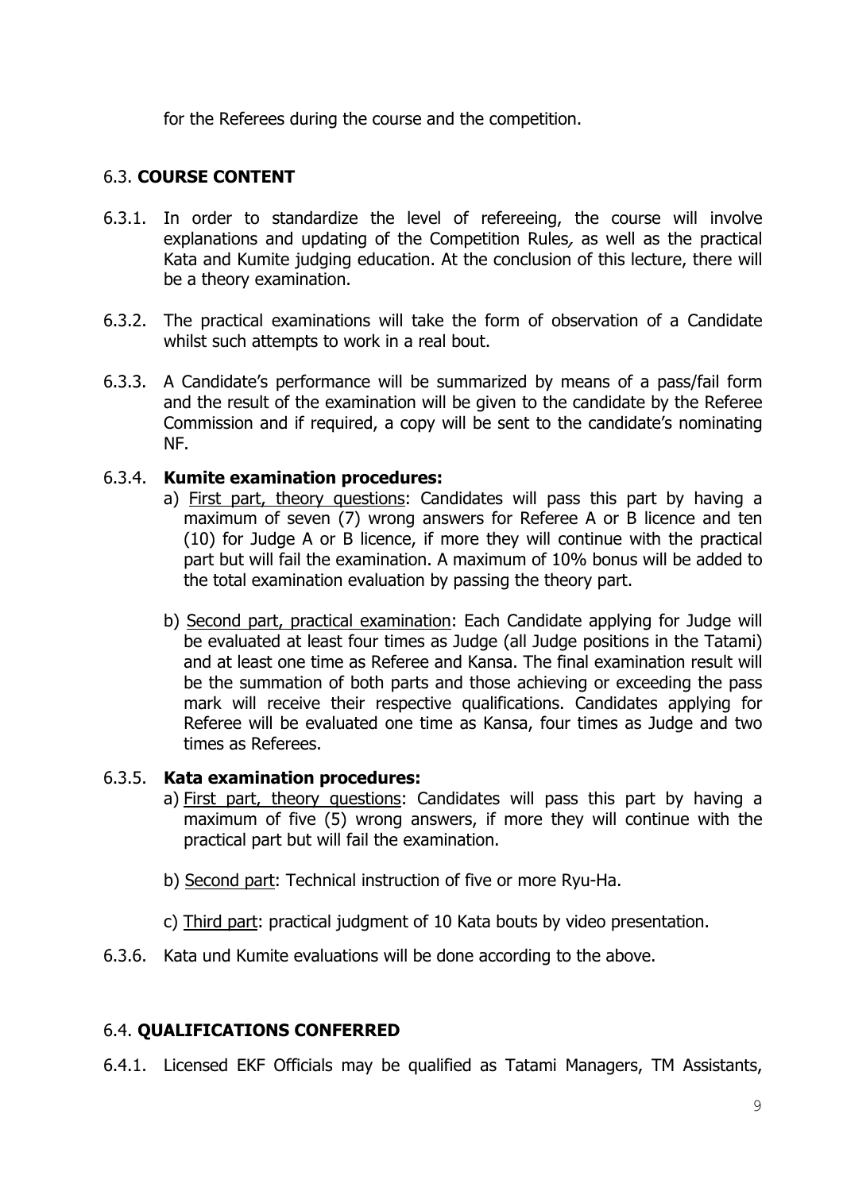for the Referees during the course and the competition.

## 6.3. **COURSE CONTENT**

6.3.1. In order to standardize the level of refereeing, the course will involve explanations and updating of the Competition Rules*,* as well as the practical Kata and Kumite judging education. At the conclusion of this lecture, there will be a theory examination.

6.3.2. The practical examinations will take the form of observation of a Candidate whilst such attempts to work in a real bout.

6.3.3. A Candidate's performance will be summarized by means of a pass/fail form and the result of the examination will be given to the candidate by the Referee Commission and if required, a copy will be sent to the candidate's nominating NF.

6.3.4. **Kumite examination procedures:**

a) First part, theory questions: Candidates will pass this part by having a maximum of seven (7) wrong answers for Referee A or B licence and ten (10) for Judge A or B licence, if more they will continue with the practical part but will fail the examination. A maximum of 10% bonus will be added to the total examination evaluation by passing the theory part.

b) Second part, practical examination: Each Candidate applying for Judge will be evaluated at least four times as Judge (all Judge positions in the Tatami) and at least one time as Referee and Kansa. The final examination result will be the summation of both parts and those achieving or exceeding the pass mark will receive their respective qualifications. Candidates applying for Referee will be evaluated one time as Kansa, four times as Judge and two times as Referees.

6.3.5. **Kata examination procedures:**

a) First part, theory questions: Candidates will pass this part by having a maximum of five (5) wrong answers, if more they will continue with the practical part but will fail the examination.

b) Second part: Technical instruction of five or more Ryu-Ha.

c) Third part: practical judgment of 10 Kata bouts by video presentation.

6.3.6. Kata und Kumite evaluations will be done according to the above.

## 6.4. **QUALIFICATIONS CONFERRED**

6.4.1. Licensed EKF Officials may be qualified as Tatami Managers, TM Assistants,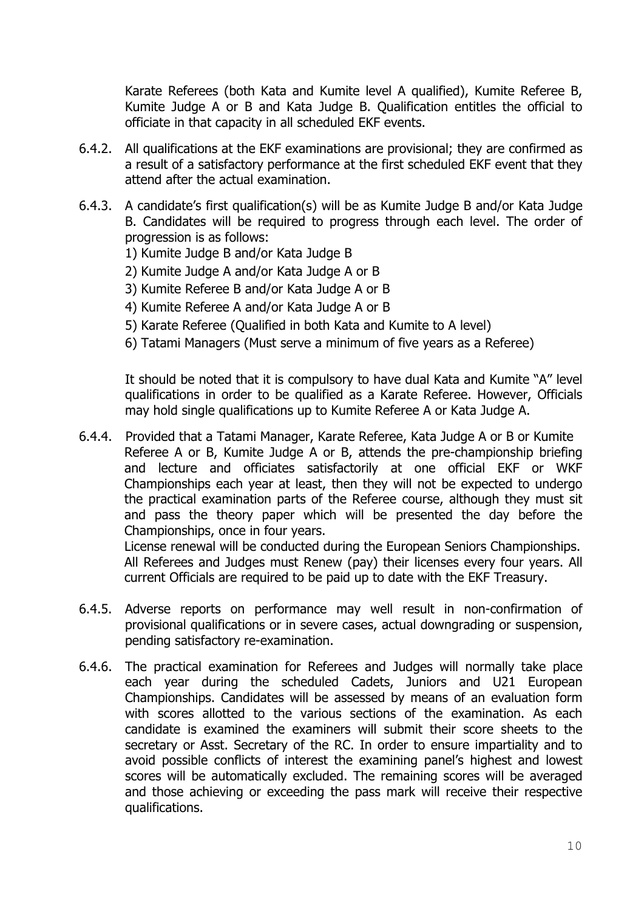Karate Referees (both Kata and Kumite level A qualified), Kumite Referee B, Kumite Judge A or B and Kata Judge B. Qualification entitles the official to officiate in that capacity in all scheduled EKF events.

6.4.2. All qualifications at the EKF examinations are provisional; they are confirmed as a result of a satisfactory performance at the first scheduled EKF event that they attend after the actual examination.

6.4.3. A candidate's first qualification(s) will be as Kumite Judge B and/or Kata Judge B. Candidates will be required to progress through each level. The order of progression is as follows:

1) Kumite Judge B and/or Kata Judge B
2) Kumite Judge A and/or Kata Judge A or B
3) Kumite Referee B and/or Kata Judge A or B
4) Kumite Referee A and/or Kata Judge A or B
5) Karate Referee (Qualified in both Kata and Kumite to A level)
6) Tatami Managers (Must serve a minimum of five years as a Referee)

It should be noted that it is compulsory to have dual Kata and Kumite "A" level qualifications in order to be qualified as a Karate Referee. However, Officials may hold single qualifications up to Kumite Referee A or Kata Judge A.

6.4.4. Provided that a Tatami Manager, Karate Referee, Kata Judge A or B or Kumite Referee A or B, Kumite Judge A or B, attends the pre-championship briefing and lecture and officiates satisfactorily at one official EKF or WKF Championships each year at least, then they will not be expected to undergo the practical examination parts of the Referee course, although they must sit and pass the theory paper which will be presented the day before the Championships, once in four years.
License renewal will be conducted during the European Seniors Championships. All Referees and Judges must Renew (pay) their licenses every four years. All current Officials are required to be paid up to date with the EKF Treasury.

6.4.5. Adverse reports on performance may well result in non-confirmation of provisional qualifications or in severe cases, actual downgrading or suspension, pending satisfactory re-examination.

6.4.6. The practical examination for Referees and Judges will normally take place each year during the scheduled Cadets, Juniors and U21 European Championships. Candidates will be assessed by means of an evaluation form with scores allotted to the various sections of the examination. As each candidate is examined the examiners will submit their score sheets to the secretary or Asst. Secretary of the RC. In order to ensure impartiality and to avoid possible conflicts of interest the examining panel's highest and lowest scores will be automatically excluded. The remaining scores will be averaged and those achieving or exceeding the pass mark will receive their respective qualifications.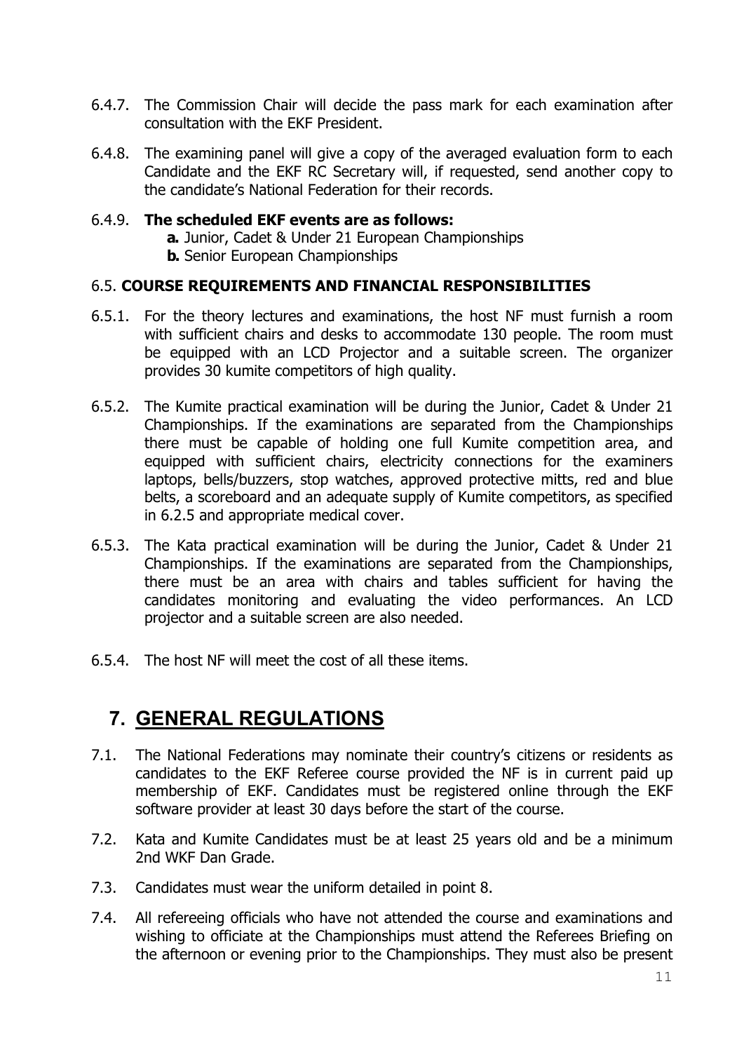6.4.7. The Commission Chair will decide the pass mark for each examination after consultation with the EKF President.

6.4.8. The examining panel will give a copy of the averaged evaluation form to each Candidate and the EKF RC Secretary will, if requested, send another copy to the candidate's National Federation for their records.

6.4.9. **The scheduled EKF events are as follows:**
**a.** Junior, Cadet & Under 21 European Championships
**b.** Senior European Championships

### 6.5. COURSE REQUIREMENTS AND FINANCIAL RESPONSIBILITIES

6.5.1. For the theory lectures and examinations, the host NF must furnish a room with sufficient chairs and desks to accommodate 130 people. The room must be equipped with an LCD Projector and a suitable screen. The organizer provides 30 kumite competitors of high quality.

6.5.2. The Kumite practical examination will be during the Junior, Cadet & Under 21 Championships. If the examinations are separated from the Championships there must be capable of holding one full Kumite competition area, and equipped with sufficient chairs, electricity connections for the examiners laptops, bells/buzzers, stop watches, approved protective mitts, red and blue belts, a scoreboard and an adequate supply of Kumite competitors, as specified in 6.2.5 and appropriate medical cover.

6.5.3. The Kata practical examination will be during the Junior, Cadet & Under 21 Championships. If the examinations are separated from the Championships, there must be an area with chairs and tables sufficient for having the candidates monitoring and evaluating the video performances. An LCD projector and a suitable screen are also needed.

6.5.4. The host NF will meet the cost of all these items.

# 7. GENERAL REGULATIONS

7.1. The National Federations may nominate their country's citizens or residents as candidates to the EKF Referee course provided the NF is in current paid up membership of EKF. Candidates must be registered online through the EKF software provider at least 30 days before the start of the course.

7.2. Kata and Kumite Candidates must be at least 25 years old and be a minimum 2nd WKF Dan Grade.

7.3. Candidates must wear the uniform detailed in point 8.

7.4. All refereeing officials who have not attended the course and examinations and wishing to officiate at the Championships must attend the Referees Briefing on the afternoon or evening prior to the Championships. They must also be present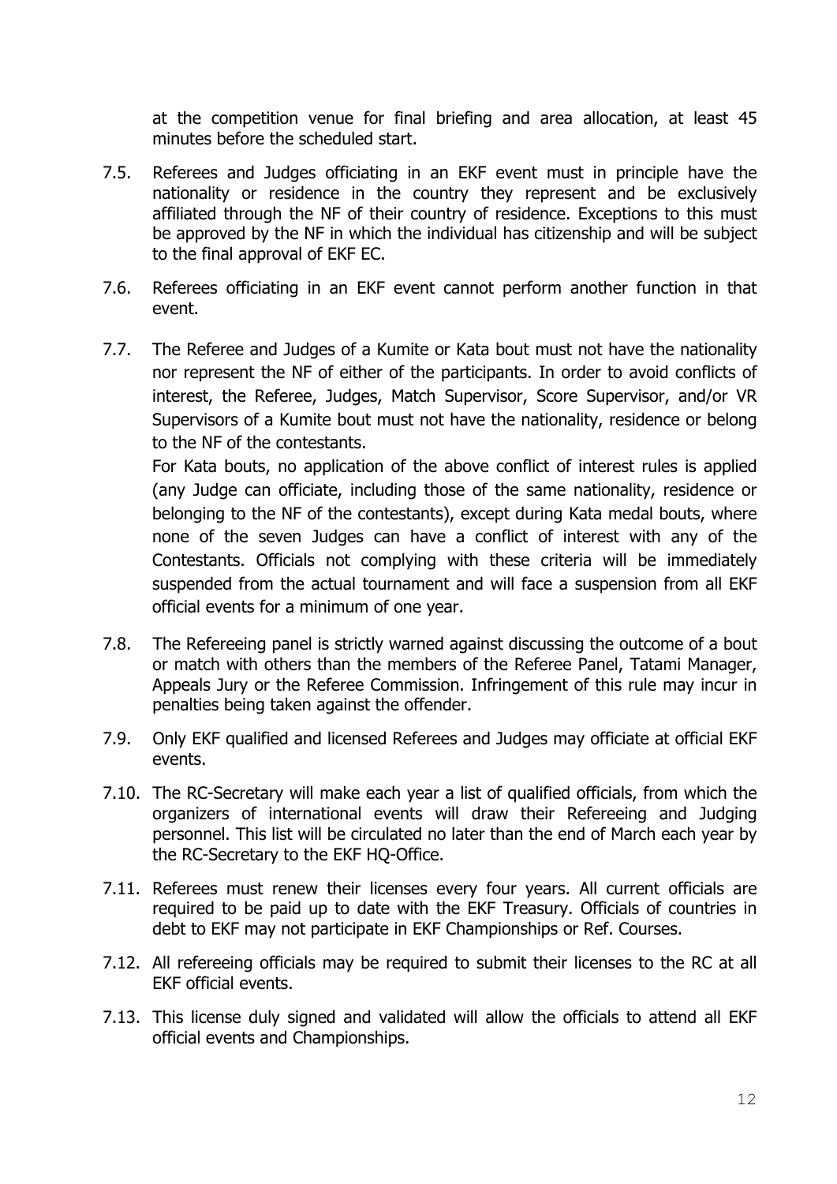at the competition venue for final briefing and area allocation, at least 45 minutes before the scheduled start.

7.5. Referees and Judges officiating in an EKF event must in principle have the nationality or residence in the country they represent and be exclusively affiliated through the NF of their country of residence. Exceptions to this must be approved by the NF in which the individual has citizenship and will be subject to the final approval of EKF EC.

7.6. Referees officiating in an EKF event cannot perform another function in that event.

7.7. The Referee and Judges of a Kumite or Kata bout must not have the nationality nor represent the NF of either of the participants. In order to avoid conflicts of interest, the Referee, Judges, Match Supervisor, Score Supervisor, and/or VR Supervisors of a Kumite bout must not have the nationality, residence or belong to the NF of the contestants.

For Kata bouts, no application of the above conflict of interest rules is applied (any Judge can officiate, including those of the same nationality, residence or belonging to the NF of the contestants), except during Kata medal bouts, where none of the seven Judges can have a conflict of interest with any of the Contestants. Officials not complying with these criteria will be immediately suspended from the actual tournament and will face a suspension from all EKF official events for a minimum of one year.

7.8. The Refereeing panel is strictly warned against discussing the outcome of a bout or match with others than the members of the Referee Panel, Tatami Manager, Appeals Jury or the Referee Commission. Infringement of this rule may incur in penalties being taken against the offender.

7.9. Only EKF qualified and licensed Referees and Judges may officiate at official EKF events.

7.10. The RC-Secretary will make each year a list of qualified officials, from which the organizers of international events will draw their Refereeing and Judging personnel. This list will be circulated no later than the end of March each year by the RC-Secretary to the EKF HQ-Office.

7.11. Referees must renew their licenses every four years. All current officials are required to be paid up to date with the EKF Treasury. Officials of countries in debt to EKF may not participate in EKF Championships or Ref. Courses.

7.12. All refereeing officials may be required to submit their licenses to the RC at all EKF official events.

7.13. This license duly signed and validated will allow the officials to attend all EKF official events and Championships.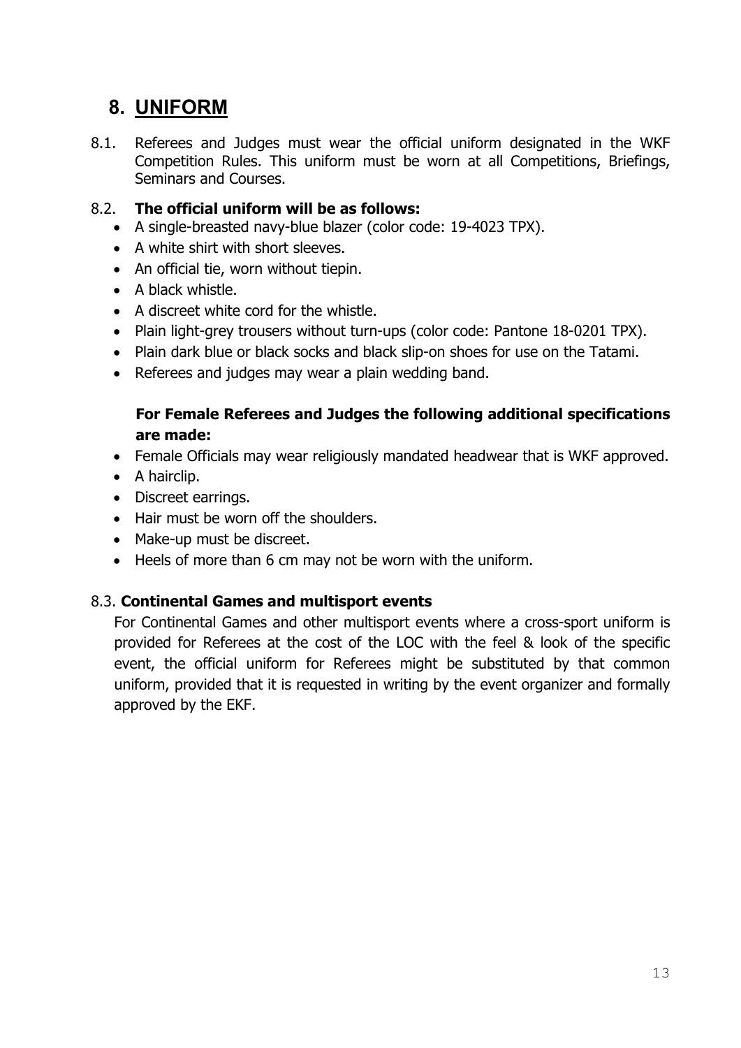## 8. UNIFORM

8.1. Referees and Judges must wear the official uniform designated in the WKF Competition Rules. This uniform must be worn at all Competitions, Briefings, Seminars and Courses.

8.2. **The official uniform will be as follows:**

- A single-breasted navy-blue blazer (color code: 19-4023 TPX).
- A white shirt with short sleeves.
- An official tie, worn without tiepin.
- A black whistle.
- A discreet white cord for the whistle.
- Plain light-grey trousers without turn-ups (color code: Pantone 18-0201 TPX).
- Plain dark blue or black socks and black slip-on shoes for use on the Tatami.
- Referees and judges may wear a plain wedding band.

**For Female Referees and Judges the following additional specifications are made:**

- Female Officials may wear religiously mandated headwear that is WKF approved.
- A hairclip.
- Discreet earrings.
- Hair must be worn off the shoulders.
- Make-up must be discreet.
- Heels of more than 6 cm may not be worn with the uniform.

8.3. **Continental Games and multisport events**

For Continental Games and other multisport events where a cross-sport uniform is provided for Referees at the cost of the LOC with the feel & look of the specific event, the official uniform for Referees might be substituted by that common uniform, provided that it is requested in writing by the event organizer and formally approved by the EKF.